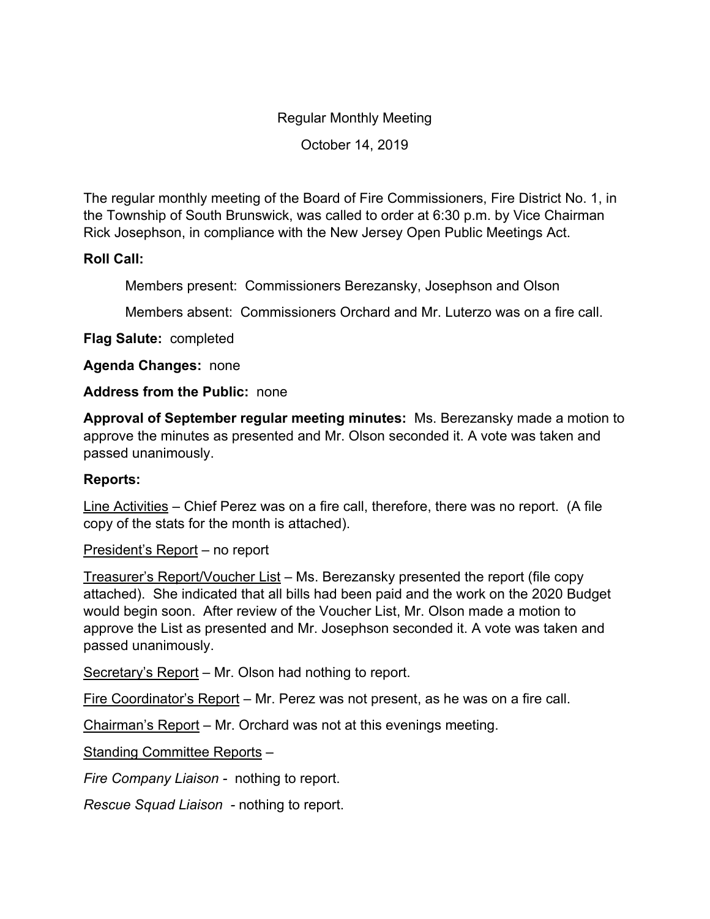Regular Monthly Meeting

October 14, 2019

The regular monthly meeting of the Board of Fire Commissioners, Fire District No. 1, in the Township of South Brunswick, was called to order at 6:30 p.m. by Vice Chairman Rick Josephson, in compliance with the New Jersey Open Public Meetings Act.

**Roll Call:**

Members present: Commissioners Berezansky, Josephson and Olson

Members absent: Commissioners Orchard and Mr. Luterzo was on a fire call.

**Flag Salute:** completed

**Agenda Changes:** none

**Address from the Public:** none

**Approval of September regular meeting minutes:** Ms. Berezansky made a motion to approve the minutes as presented and Mr. Olson seconded it. A vote was taken and passed unanimously.

**Reports:**

<u>Line Activities</u> – Chief Perez was on a fire call, therefore, there was no report. (A file copy of the stats for the month is attached).

<u>President's Report</u> – no report

<u>Treasurer's Report/Voucher List</u> – Ms. Berezansky presented the report (file copy attached). She indicated that all bills had been paid and the work on the 2020 Budget would begin soon. After review of the Voucher List, Mr. Olson made a motion to approve the List as presented and Mr. Josephson seconded it. A vote was taken and passed unanimously.

<u>Secretary's Report</u> – Mr. Olson had nothing to report.

<u>Fire Coordinator's Report</u> – Mr. Perez was not present, as he was on a fire call.

<u>Chairman's Report</u> – Mr. Orchard was not at this evenings meeting.

<u>Standing Committee Reports</u> –

*Fire Company Liaison* - nothing to report.

*Rescue Squad Liaison* - nothing to report.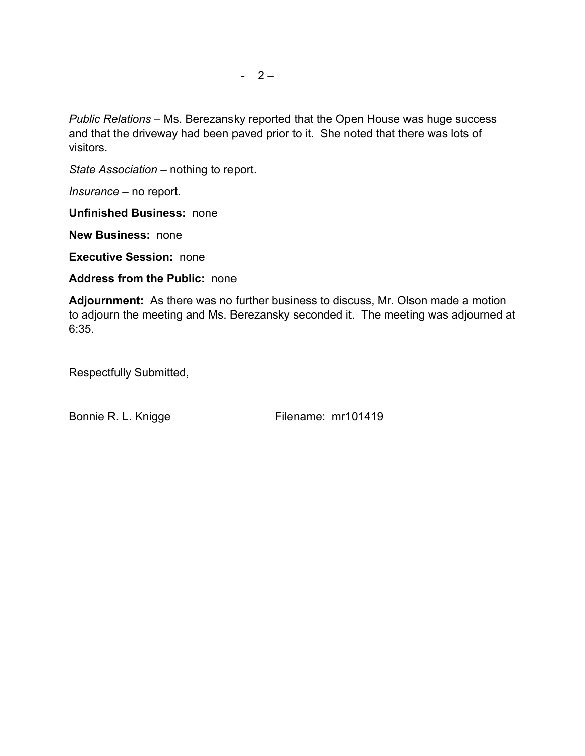*Public Relations* – Ms. Berezansky reported that the Open House was huge success and that the driveway had been paved prior to it. She noted that there was lots of visitors.

*State Association* – nothing to report.

*Insurance* – no report.

**Unfinished Business:** none

**New Business:** none

**Executive Session:** none

**Address from the Public:** none

**Adjournment:** As there was no further business to discuss, Mr. Olson made a motion to adjourn the meeting and Ms. Berezansky seconded it. The meeting was adjourned at 6:35.

Respectfully Submitted,

Bonnie R. L. Knigge Filename: mr101419